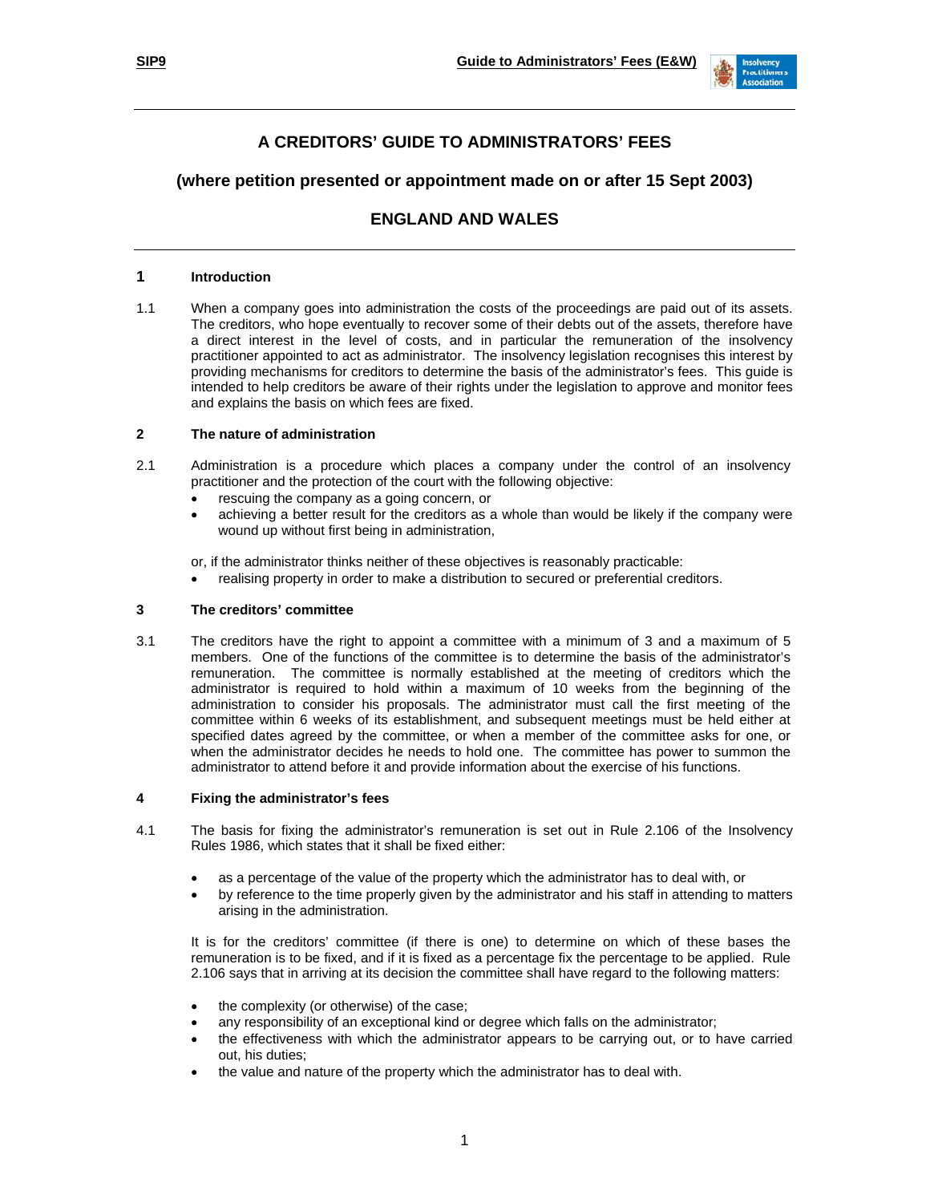# A CREDITORS' GUIDE TO ADMINISTRATORS' FEES

## (where petition presented or appointment made on or after 15 Sept 2003)

## ENGLAND AND WALES

### 1 Introduction

1.1 When a company goes into administration the costs of the proceedings are paid out of its assets. The creditors, who hope eventually to recover some of their debts out of the assets, therefore have a direct interest in the level of costs, and in particular the remuneration of the insolvency practitioner appointed to act as administrator. The insolvency legislation recognises this interest by providing mechanisms for creditors to determine the basis of the administrator's fees. This guide is intended to help creditors be aware of their rights under the legislation to approve and monitor fees and explains the basis on which fees are fixed.

### 2 The nature of administration

2.1 Administration is a procedure which places a company under the control of an insolvency practitioner and the protection of the court with the following objective:

- rescuing the company as a going concern, or
- achieving a better result for the creditors as a whole than would be likely if the company were wound up without first being in administration,

or, if the administrator thinks neither of these objectives is reasonably practicable:

- realising property in order to make a distribution to secured or preferential creditors.

### 3 The creditors' committee

3.1 The creditors have the right to appoint a committee with a minimum of 3 and a maximum of 5 members. One of the functions of the committee is to determine the basis of the administrator's remuneration. The committee is normally established at the meeting of creditors which the administrator is required to hold within a maximum of 10 weeks from the beginning of the administration to consider his proposals. The administrator must call the first meeting of the committee within 6 weeks of its establishment, and subsequent meetings must be held either at specified dates agreed by the committee, or when a member of the committee asks for one, or when the administrator decides he needs to hold one. The committee has power to summon the administrator to attend before it and provide information about the exercise of his functions.

### 4 Fixing the administrator's fees

4.1 The basis for fixing the administrator's remuneration is set out in Rule 2.106 of the Insolvency Rules 1986, which states that it shall be fixed either:

- as a percentage of the value of the property which the administrator has to deal with, or
- by reference to the time properly given by the administrator and his staff in attending to matters arising in the administration.

It is for the creditors' committee (if there is one) to determine on which of these bases the remuneration is to be fixed, and if it is fixed as a percentage fix the percentage to be applied. Rule 2.106 says that in arriving at its decision the committee shall have regard to the following matters:

- the complexity (or otherwise) of the case;
- any responsibility of an exceptional kind or degree which falls on the administrator;
- the effectiveness with which the administrator appears to be carrying out, or to have carried out, his duties;
- the value and nature of the property which the administrator has to deal with.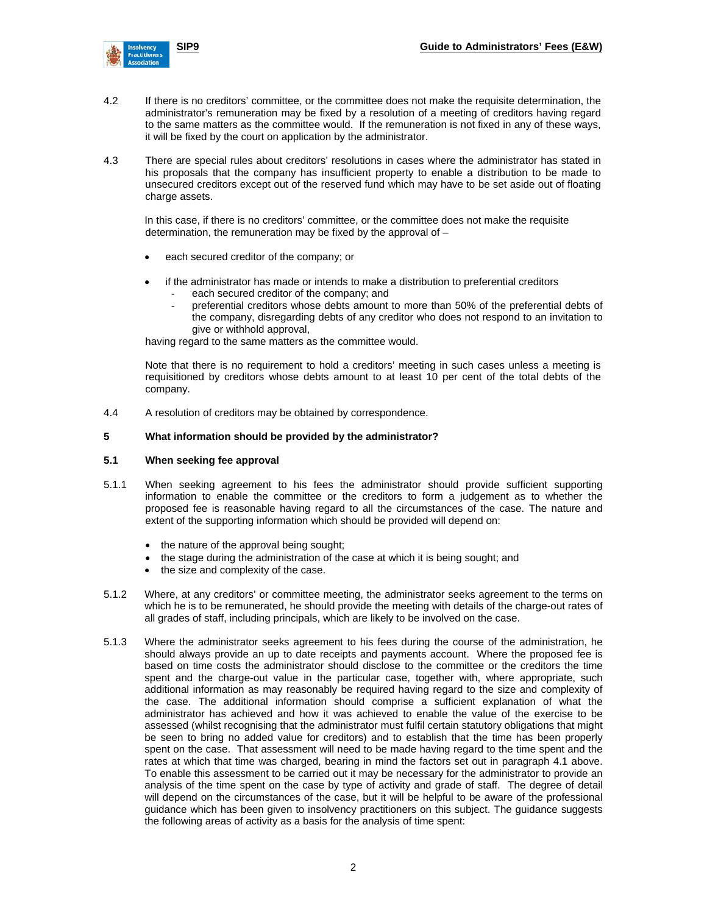4.2 If there is no creditors' committee, or the committee does not make the requisite determination, the administrator's remuneration may be fixed by a resolution of a meeting of creditors having regard to the same matters as the committee would. If the remuneration is not fixed in any of these ways, it will be fixed by the court on application by the administrator.

4.3 There are special rules about creditors' resolutions in cases where the administrator has stated in his proposals that the company has insufficient property to enable a distribution to be made to unsecured creditors except out of the reserved fund which may have to be set aside out of floating charge assets.

In this case, if there is no creditors' committee, or the committee does not make the requisite determination, the remuneration may be fixed by the approval of –

- each secured creditor of the company; or
- if the administrator has made or intends to make a distribution to preferential creditors
  - each secured creditor of the company; and
  - preferential creditors whose debts amount to more than 50% of the preferential debts of the company, disregarding debts of any creditor who does not respond to an invitation to give or withhold approval,

having regard to the same matters as the committee would.

Note that there is no requirement to hold a creditors' meeting in such cases unless a meeting is requisitioned by creditors whose debts amount to at least 10 per cent of the total debts of the company.

4.4 A resolution of creditors may be obtained by correspondence.

## 5 What information should be provided by the administrator?

### 5.1 When seeking fee approval

5.1.1 When seeking agreement to his fees the administrator should provide sufficient supporting information to enable the committee or the creditors to form a judgement as to whether the proposed fee is reasonable having regard to all the circumstances of the case. The nature and extent of the supporting information which should be provided will depend on:

- the nature of the approval being sought;
- the stage during the administration of the case at which it is being sought; and
- the size and complexity of the case.

5.1.2 Where, at any creditors' or committee meeting, the administrator seeks agreement to the terms on which he is to be remunerated, he should provide the meeting with details of the charge-out rates of all grades of staff, including principals, which are likely to be involved on the case.

5.1.3 Where the administrator seeks agreement to his fees during the course of the administration, he should always provide an up to date receipts and payments account. Where the proposed fee is based on time costs the administrator should disclose to the committee or the creditors the time spent and the charge-out value in the particular case, together with, where appropriate, such additional information as may reasonably be required having regard to the size and complexity of the case. The additional information should comprise a sufficient explanation of what the administrator has achieved and how it was achieved to enable the value of the exercise to be assessed (whilst recognising that the administrator must fulfil certain statutory obligations that might be seen to bring no added value for creditors) and to establish that the time has been properly spent on the case. That assessment will need to be made having regard to the time spent and the rates at which that time was charged, bearing in mind the factors set out in paragraph 4.1 above. To enable this assessment to be carried out it may be necessary for the administrator to provide an analysis of the time spent on the case by type of activity and grade of staff. The degree of detail will depend on the circumstances of the case, but it will be helpful to be aware of the professional guidance which has been given to insolvency practitioners on this subject. The guidance suggests the following areas of activity as a basis for the analysis of time spent: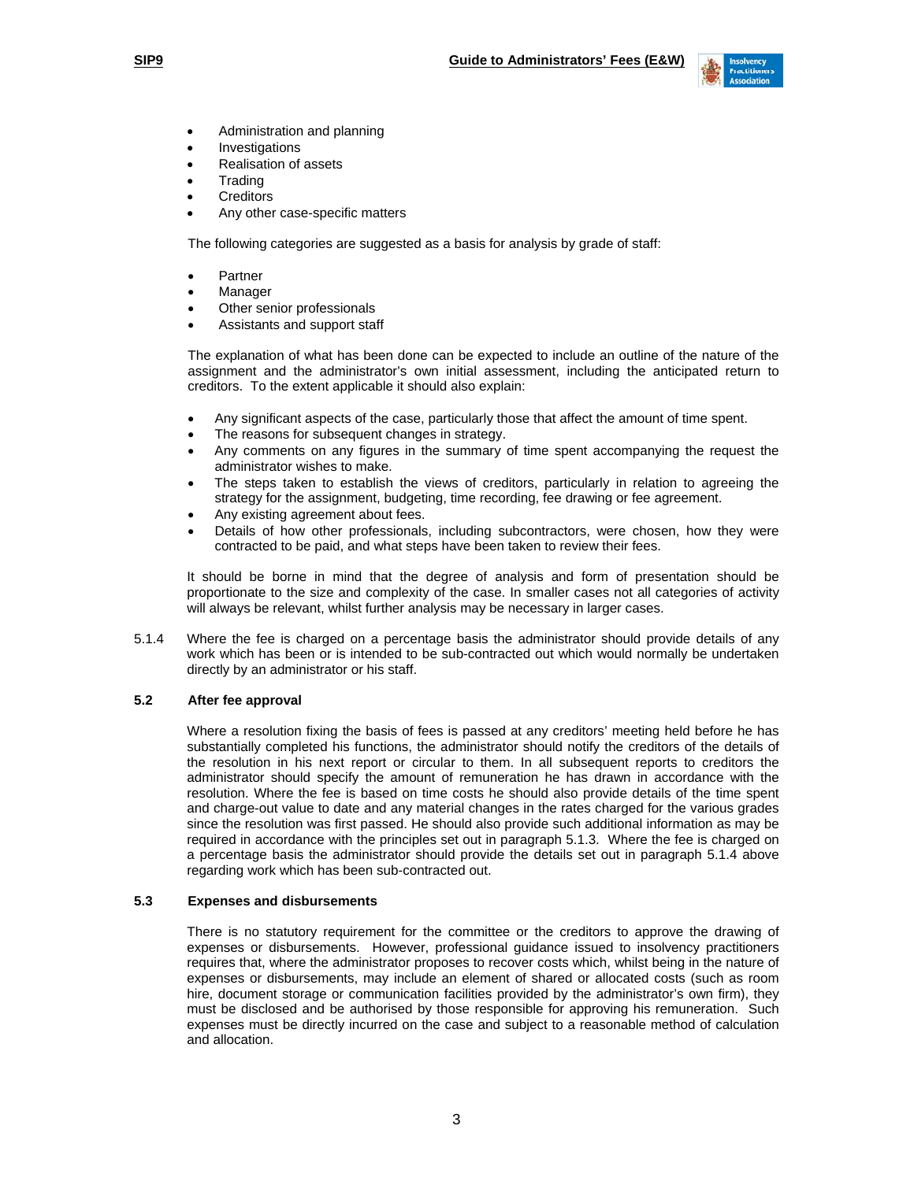- Administration and planning
- Investigations
- Realisation of assets
- Trading
- Creditors
- Any other case-specific matters

The following categories are suggested as a basis for analysis by grade of staff:

- Partner
- Manager
- Other senior professionals
- Assistants and support staff

The explanation of what has been done can be expected to include an outline of the nature of the assignment and the administrator's own initial assessment, including the anticipated return to creditors. To the extent applicable it should also explain:

- Any significant aspects of the case, particularly those that affect the amount of time spent.
- The reasons for subsequent changes in strategy.
- Any comments on any figures in the summary of time spent accompanying the request the administrator wishes to make.
- The steps taken to establish the views of creditors, particularly in relation to agreeing the strategy for the assignment, budgeting, time recording, fee drawing or fee agreement.
- Any existing agreement about fees.
- Details of how other professionals, including subcontractors, were chosen, how they were contracted to be paid, and what steps have been taken to review their fees.

It should be borne in mind that the degree of analysis and form of presentation should be proportionate to the size and complexity of the case. In smaller cases not all categories of activity will always be relevant, whilst further analysis may be necessary in larger cases.

5.1.4 Where the fee is charged on a percentage basis the administrator should provide details of any work which has been or is intended to be sub-contracted out which would normally be undertaken directly by an administrator or his staff.

### 5.2 After fee approval

Where a resolution fixing the basis of fees is passed at any creditors' meeting held before he has substantially completed his functions, the administrator should notify the creditors of the details of the resolution in his next report or circular to them. In all subsequent reports to creditors the administrator should specify the amount of remuneration he has drawn in accordance with the resolution. Where the fee is based on time costs he should also provide details of the time spent and charge-out value to date and any material changes in the rates charged for the various grades since the resolution was first passed. He should also provide such additional information as may be required in accordance with the principles set out in paragraph 5.1.3. Where the fee is charged on a percentage basis the administrator should provide the details set out in paragraph 5.1.4 above regarding work which has been sub-contracted out.

### 5.3 Expenses and disbursements

There is no statutory requirement for the committee or the creditors to approve the drawing of expenses or disbursements. However, professional guidance issued to insolvency practitioners requires that, where the administrator proposes to recover costs which, whilst being in the nature of expenses or disbursements, may include an element of shared or allocated costs (such as room hire, document storage or communication facilities provided by the administrator's own firm), they must be disclosed and be authorised by those responsible for approving his remuneration. Such expenses must be directly incurred on the case and subject to a reasonable method of calculation and allocation.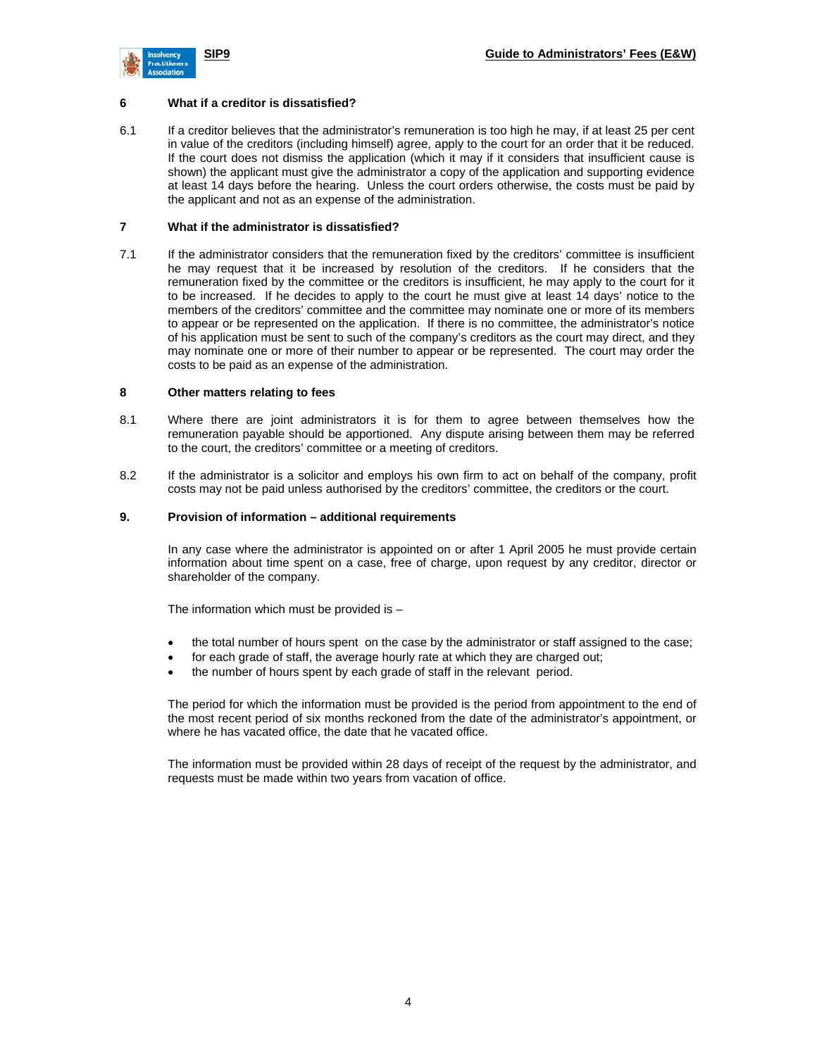## 6 What if a creditor is dissatisfied?

6.1 If a creditor believes that the administrator's remuneration is too high he may, if at least 25 per cent in value of the creditors (including himself) agree, apply to the court for an order that it be reduced. If the court does not dismiss the application (which it may if it considers that insufficient cause is shown) the applicant must give the administrator a copy of the application and supporting evidence at least 14 days before the hearing. Unless the court orders otherwise, the costs must be paid by the applicant and not as an expense of the administration.

## 7 What if the administrator is dissatisfied?

7.1 If the administrator considers that the remuneration fixed by the creditors' committee is insufficient he may request that it be increased by resolution of the creditors. If he considers that the remuneration fixed by the committee or the creditors is insufficient, he may apply to the court for it to be increased. If he decides to apply to the court he must give at least 14 days' notice to the members of the creditors' committee and the committee may nominate one or more of its members to appear or be represented on the application. If there is no committee, the administrator's notice of his application must be sent to such of the company's creditors as the court may direct, and they may nominate one or more of their number to appear or be represented. The court may order the costs to be paid as an expense of the administration.

## 8 Other matters relating to fees

8.1 Where there are joint administrators it is for them to agree between themselves how the remuneration payable should be apportioned. Any dispute arising between them may be referred to the court, the creditors' committee or a meeting of creditors.

8.2 If the administrator is a solicitor and employs his own firm to act on behalf of the company, profit costs may not be paid unless authorised by the creditors' committee, the creditors or the court.

## 9. Provision of information – additional requirements

In any case where the administrator is appointed on or after 1 April 2005 he must provide certain information about time spent on a case, free of charge, upon request by any creditor, director or shareholder of the company.

The information which must be provided is –

- the total number of hours spent on the case by the administrator or staff assigned to the case;
- for each grade of staff, the average hourly rate at which they are charged out;
- the number of hours spent by each grade of staff in the relevant period.

The period for which the information must be provided is the period from appointment to the end of the most recent period of six months reckoned from the date of the administrator's appointment, or where he has vacated office, the date that he vacated office.

The information must be provided within 28 days of receipt of the request by the administrator, and requests must be made within two years from vacation of office.